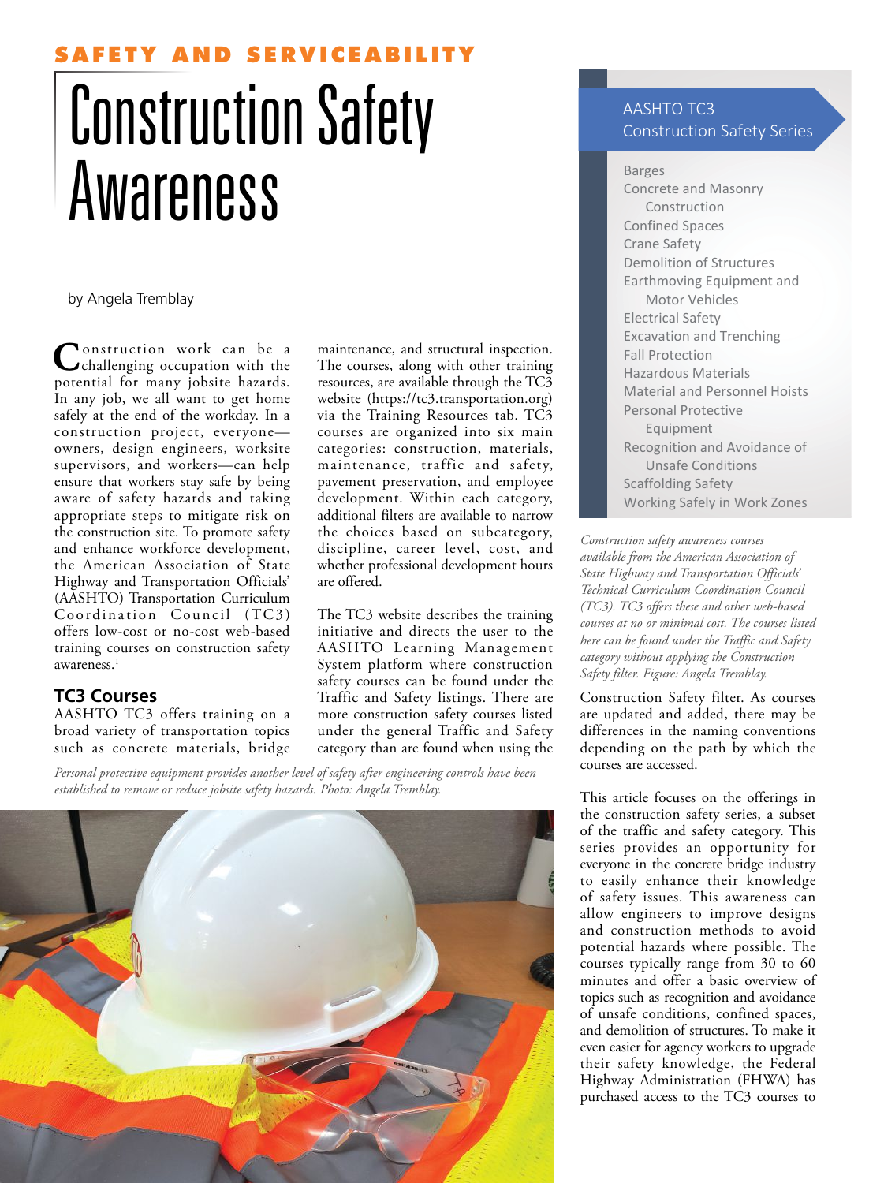SAFETY AND SERVICEABILITY

# Construction Safety Awareness

by Angela Tremblay

Construction work can be a challenging occupation with the potential for many jobsite hazards. In any job, we all want to get home safely at the end of the workday. In a construction project, everyone—owners, design engineers, worksite supervisors, and workers—can help ensure that workers stay safe by being aware of safety hazards and taking appropriate steps to mitigate risk on the construction site. To promote safety and enhance workforce development, the American Association of State Highway and Transportation Officials' (AASHTO) Transportation Curriculum Coordination Council (TC3) offers low-cost or no-cost web-based training courses on construction safety awareness.[1]

## TC3 Courses

AASHTO TC3 offers training on a broad variety of transportation topics such as concrete materials, bridge maintenance, and structural inspection. The courses, along with other training resources, are available through the TC3 website (https://tc3.transportation.org) via the Training Resources tab. TC3 courses are organized into six main categories: construction, materials, maintenance, traffic and safety, pavement preservation, and employee development. Within each category, additional filters are available to narrow the choices based on subcategory, discipline, career level, cost, and whether professional development hours are offered.

The TC3 website describes the training initiative and directs the user to the AASHTO Learning Management System platform where construction safety courses can be found under the Traffic and Safety listings. There are more construction safety courses listed under the general Traffic and Safety category than are found when using the Construction Safety filter. As courses are updated and added, there may be differences in the naming conventions depending on the path by which the courses are accessed.

*Personal protective equipment provides another level of safety after engineering controls have been established to remove or reduce jobsite safety hazards. Photo: Angela Tremblay.*

**AASHTO TC3 Construction Safety Series**

- Barges
- Concrete and Masonry Construction
- Confined Spaces
- Crane Safety
- Demolition of Structures
- Earthmoving Equipment and Motor Vehicles
- Electrical Safety
- Excavation and Trenching
- Fall Protection
- Hazardous Materials
- Material and Personnel Hoists
- Personal Protective Equipment
- Recognition and Avoidance of Unsafe Conditions
- Scaffolding Safety
- Working Safely in Work Zones

*Construction safety awareness courses available from the American Association of State Highway and Transportation Officials' Technical Curriculum Coordination Council (TC3). TC3 offers these and other web-based courses at no or minimal cost. The courses listed here can be found under the Traffic and Safety category without applying the Construction Safety filter. Figure: Angela Tremblay.*

This article focuses on the offerings in the construction safety series, a subset of the traffic and safety category. This series provides an opportunity for everyone in the concrete bridge industry to easily enhance their knowledge of safety issues. This awareness can allow engineers to improve designs and construction methods to avoid potential hazards where possible. The courses typically range from 30 to 60 minutes and offer a basic overview of topics such as recognition and avoidance of unsafe conditions, confined spaces, and demolition of structures. To make it even easier for agency workers to upgrade their safety knowledge, the Federal Highway Administration (FHWA) has purchased access to the TC3 courses to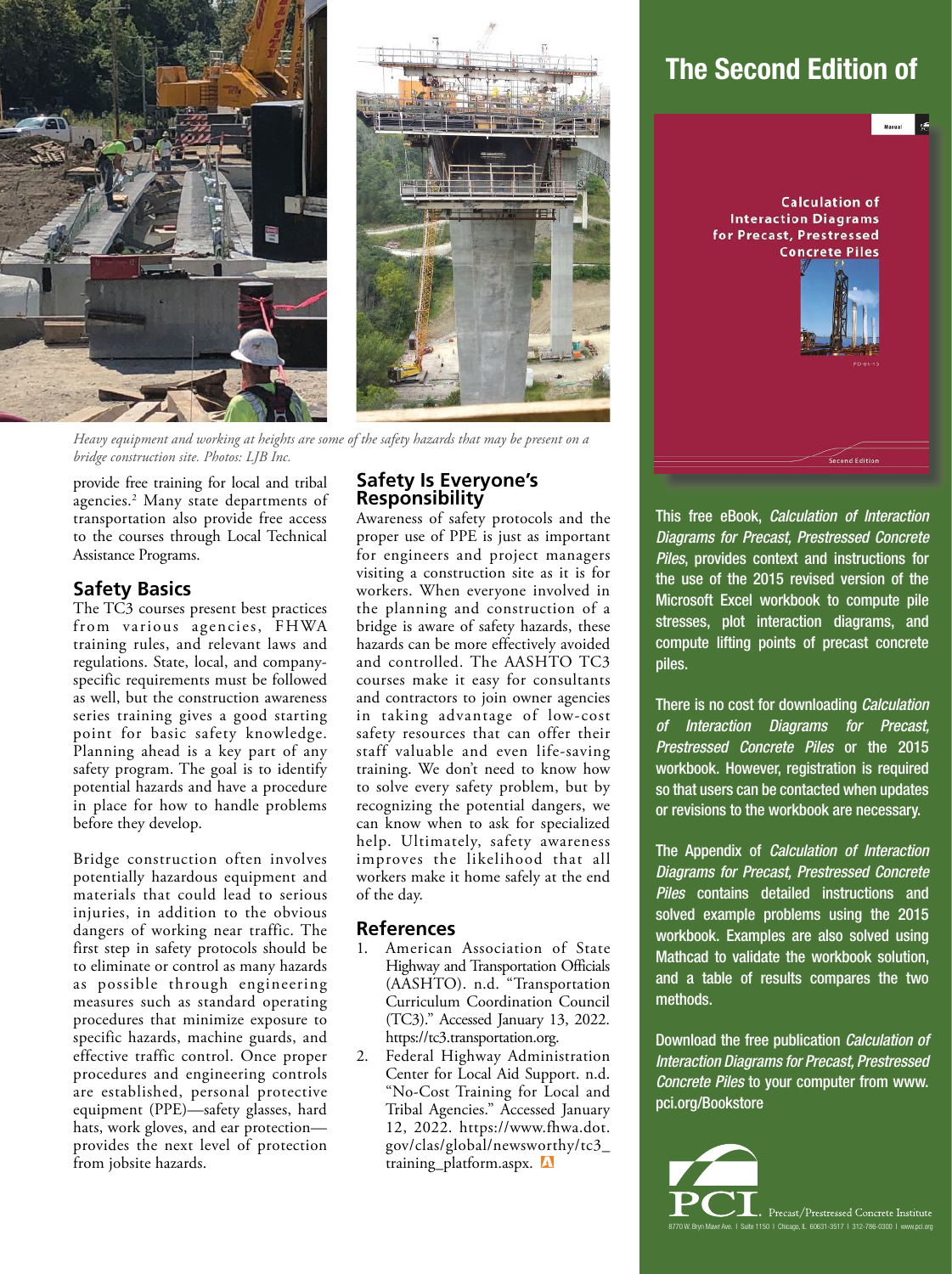*Heavy equipment and working at heights are some of the safety hazards that may be present on a bridge construction site. Photos: LJB Inc.*

provide free training for local and tribal agencies.[2] Many state departments of transportation also provide free access to the courses through Local Technical Assistance Programs.

## Safety Basics

The TC3 courses present best practices from various agencies, FHWA training rules, and relevant laws and regulations. State, local, and company-specific requirements must be followed as well, but the construction awareness series training gives a good starting point for basic safety knowledge. Planning ahead is a key part of any safety program. The goal is to identify potential hazards and have a procedure in place for how to handle problems before they develop.

Bridge construction often involves potentially hazardous equipment and materials that could lead to serious injuries, in addition to the obvious dangers of working near traffic. The first step in safety protocols should be to eliminate or control as many hazards as possible through engineering measures such as standard operating procedures that minimize exposure to specific hazards, machine guards, and effective traffic control. Once proper procedures and engineering controls are established, personal protective equipment (PPE)—safety glasses, hard hats, work gloves, and ear protection—provides the next level of protection from jobsite hazards.

## Safety Is Everyone's Responsibility

Awareness of safety protocols and the proper use of PPE is just as important for engineers and project managers visiting a construction site as it is for workers. When everyone involved in the planning and construction of a bridge is aware of safety hazards, these hazards can be more effectively avoided and controlled. The AASHTO TC3 courses make it easy for consultants and contractors to join owner agencies in taking advantage of low-cost safety resources that can offer their staff valuable and even life-saving training. We don't need to know how to solve every safety problem, but by recognizing the potential dangers, we can know when to ask for specialized help. Ultimately, safety awareness improves the likelihood that all workers make it home safely at the end of the day.

## References

1. American Association of State Highway and Transportation Officials (AASHTO). n.d. "Transportation Curriculum Coordination Council (TC3)." Accessed January 13, 2022. https://tc3.transportation.org.
2. Federal Highway Administration Center for Local Aid Support. n.d. "No-Cost Training for Local and Tribal Agencies." Accessed January 12, 2022. https://www.fhwa.dot.gov/clas/global/newsworthy/tc3_training_platform.aspx.

## The Second Edition of

Manual

Calculation of Interaction Diagrams for Precast, Prestressed Concrete Piles

PD-01-15

Second Edition

This free eBook, *Calculation of Interaction Diagrams for Precast, Prestressed Concrete Piles*, provides context and instructions for the use of the 2015 revised version of the Microsoft Excel workbook to compute pile stresses, plot interaction diagrams, and compute lifting points of precast concrete piles.

There is no cost for downloading *Calculation of Interaction Diagrams for Precast, Prestressed Concrete Piles* or the 2015 workbook. However, registration is required so that users can be contacted when updates or revisions to the workbook are necessary.

The Appendix of *Calculation of Interaction Diagrams for Precast, Prestressed Concrete Piles* contains detailed instructions and solved example problems using the 2015 workbook. Examples are also solved using Mathcad to validate the workbook solution, and a table of results compares the two methods.

Download the free publication *Calculation of Interaction Diagrams for Precast, Prestressed Concrete Piles* to your computer from www.pci.org/Bookstore

PCI. Precast/Prestressed Concrete Institute

8770 W. Bryn Mawr Ave. | Suite 1150 | Chicago, IL 60631-3517 | 312-786-0300 | www.pci.org